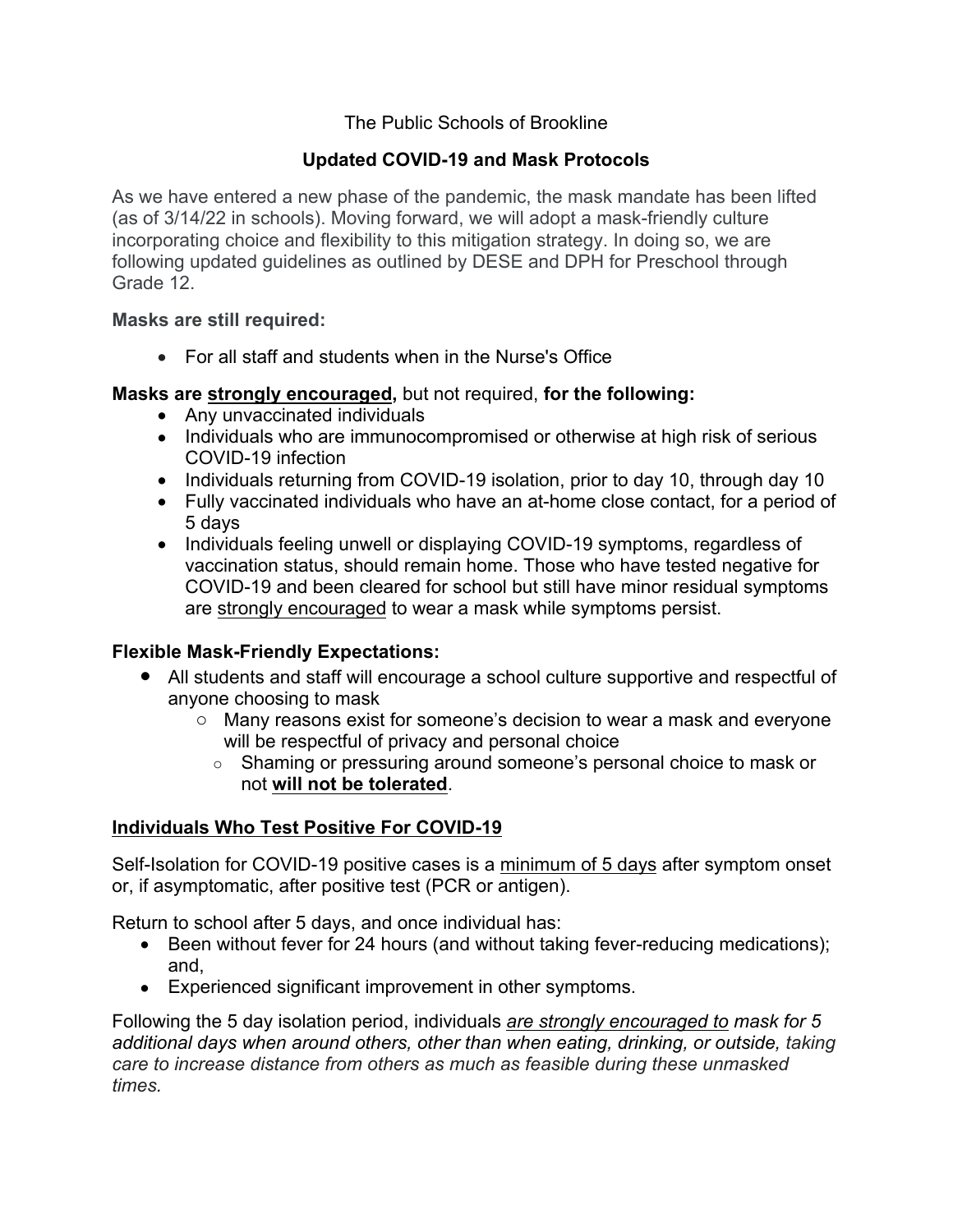The Public Schools of Brookline

# Updated COVID-19 and Mask Protocols

As we have entered a new phase of the pandemic, the mask mandate has been lifted (as of 3/14/22 in schools). Moving forward, we will adopt a mask-friendly culture incorporating choice and flexibility to this mitigation strategy. In doing so, we are following updated guidelines as outlined by DESE and DPH for Preschool through Grade 12.

**Masks are still required:**

- For all staff and students when in the Nurse's Office

**Masks are <u>strongly encouraged</u>,** but not required, **for the following:**

- Any unvaccinated individuals
- Individuals who are immunocompromised or otherwise at high risk of serious COVID-19 infection
- Individuals returning from COVID-19 isolation, prior to day 10, through day 10
- Fully vaccinated individuals who have an at-home close contact, for a period of 5 days
- Individuals feeling unwell or displaying COVID-19 symptoms, regardless of vaccination status, should remain home. Those who have tested negative for COVID-19 and been cleared for school but still have minor residual symptoms are <u>strongly encouraged</u> to wear a mask while symptoms persist.

**Flexible Mask-Friendly Expectations:**

- All students and staff will encourage a school culture supportive and respectful of anyone choosing to mask
  - Many reasons exist for someone's decision to wear a mask and everyone will be respectful of privacy and personal choice
    - Shaming or pressuring around someone's personal choice to mask or not **<u>will not be tolerated</u>**.

**<u>Individuals Who Test Positive For COVID-19</u>**

Self-Isolation for COVID-19 positive cases is a <u>minimum of 5 days</u> after symptom onset or, if asymptomatic, after positive test (PCR or antigen).

Return to school after 5 days, and once individual has:

- Been without fever for 24 hours (and without taking fever-reducing medications); and,
- Experienced significant improvement in other symptoms.

Following the 5 day isolation period, individuals *<u>are strongly encouraged to</u> mask for 5 additional days when around others, other than when eating, drinking, or outside, taking care to increase distance from others as much as feasible during these unmasked times.*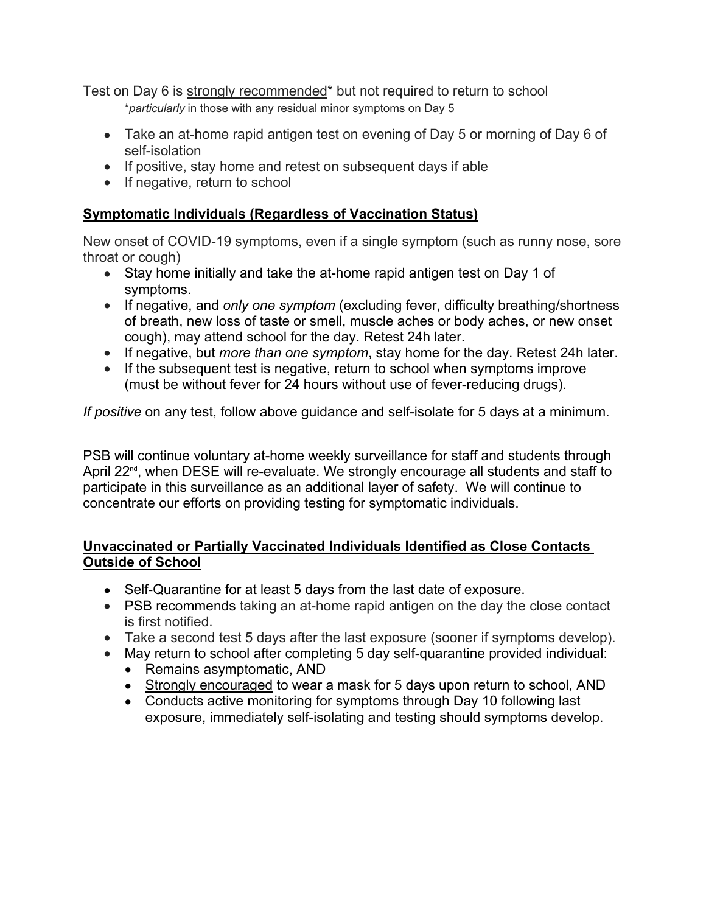Test on Day 6 is <u>strongly recommended</u>* but not required to return to school

*particularly* in those with any residual minor symptoms on Day 5

- Take an at-home rapid antigen test on evening of Day 5 or morning of Day 6 of self-isolation
- If positive, stay home and retest on subsequent days if able
- If negative, return to school

## <u>Symptomatic Individuals (Regardless of Vaccination Status)</u>

New onset of COVID-19 symptoms, even if a single symptom (such as runny nose, sore throat or cough)

- Stay home initially and take the at-home rapid antigen test on Day 1 of symptoms.
- If negative, and *only one symptom* (excluding fever, difficulty breathing/shortness of breath, new loss of taste or smell, muscle aches or body aches, or new onset cough), may attend school for the day. Retest 24h later.
- If negative, but *more than one symptom*, stay home for the day. Retest 24h later.
- If the subsequent test is negative, return to school when symptoms improve (must be without fever for 24 hours without use of fever-reducing drugs).

<u>*If positive*</u> on any test, follow above guidance and self-isolate for 5 days at a minimum.

PSB will continue voluntary at-home weekly surveillance for staff and students through April 22nd, when DESE will re-evaluate. We strongly encourage all students and staff to participate in this surveillance as an additional layer of safety. We will continue to concentrate our efforts on providing testing for symptomatic individuals.

## <u>Unvaccinated or Partially Vaccinated Individuals Identified as Close Contacts Outside of School</u>

- Self-Quarantine for at least 5 days from the last date of exposure.
- PSB recommends taking an at-home rapid antigen on the day the close contact is first notified.
- Take a second test 5 days after the last exposure (sooner if symptoms develop).
- May return to school after completing 5 day self-quarantine provided individual:
  - Remains asymptomatic, AND
  - <u>Strongly encouraged</u> to wear a mask for 5 days upon return to school, AND
  - Conducts active monitoring for symptoms through Day 10 following last exposure, immediately self-isolating and testing should symptoms develop.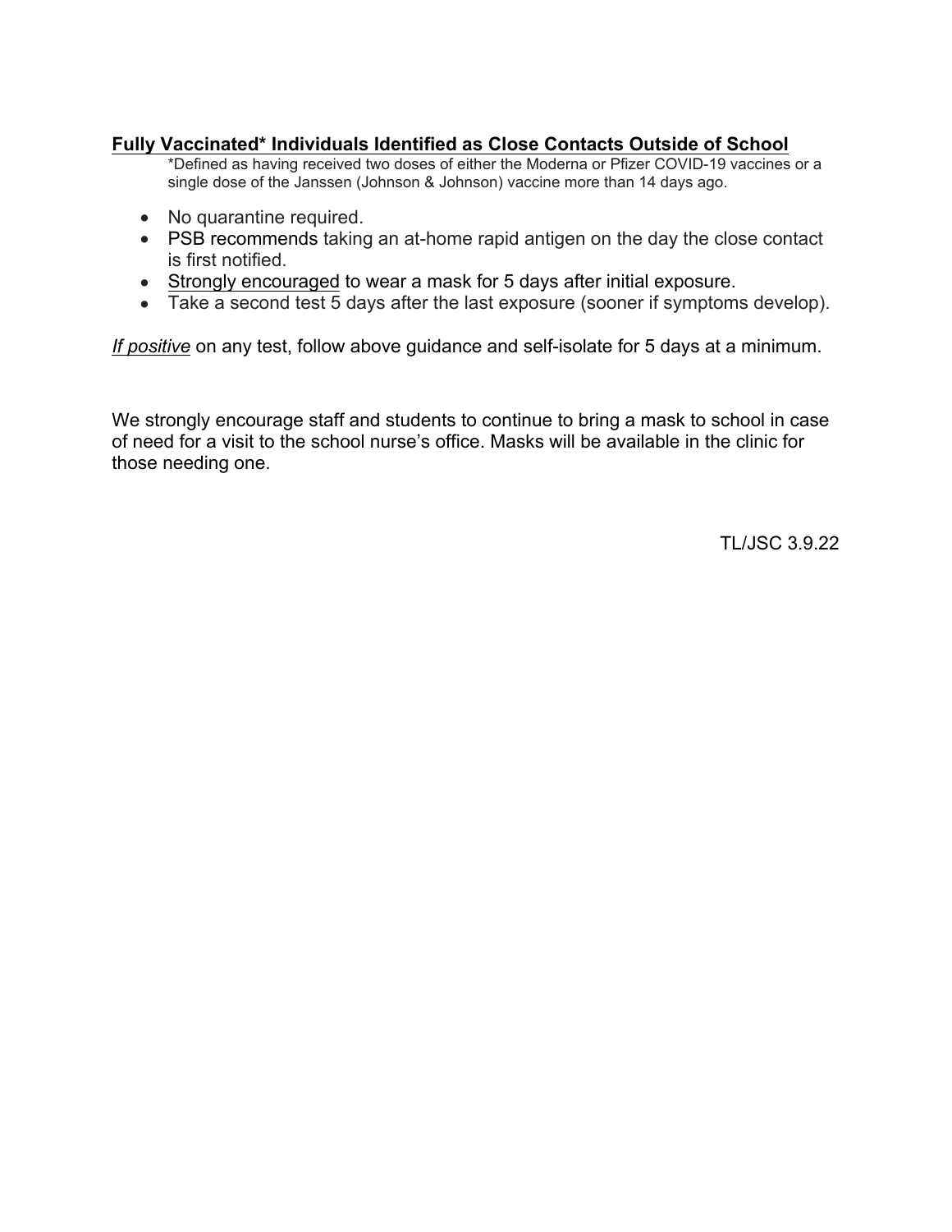## Fully Vaccinated* Individuals Identified as Close Contacts Outside of School

*Defined as having received two doses of either the Moderna or Pfizer COVID-19 vaccines or a single dose of the Janssen (Johnson & Johnson) vaccine more than 14 days ago.

- No quarantine required.
- PSB recommends taking an at-home rapid antigen on the day the close contact is first notified.
- Strongly encouraged to wear a mask for 5 days after initial exposure.
- Take a second test 5 days after the last exposure (sooner if symptoms develop).

*If positive* on any test, follow above guidance and self-isolate for 5 days at a minimum.

We strongly encourage staff and students to continue to bring a mask to school in case of need for a visit to the school nurse's office. Masks will be available in the clinic for those needing one.

TL/JSC 3.9.22